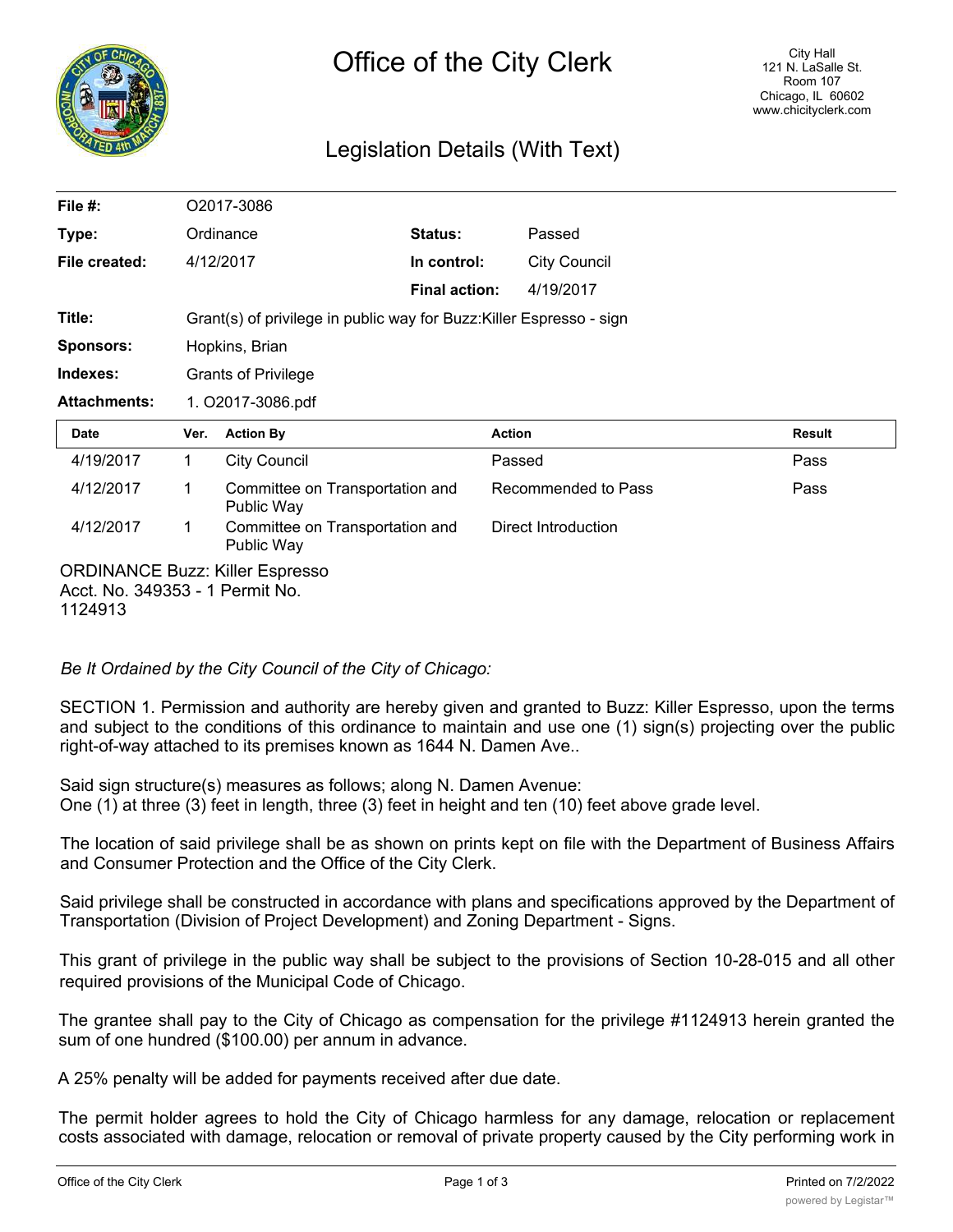# Office of the City Clerk

City Hall
121 N. LaSalle St.
Room 107
Chicago, IL 60602
www.chicityclerk.com

## Legislation Details (With Text)

| | | | |
|---|---|---|---|
| **File #:** | O2017-3086 | | |
| **Type:** | Ordinance | **Status:** | Passed |
| **File created:** | 4/12/2017 | **In control:** | City Council |
| | | **Final action:** | 4/19/2017 |
| **Title:** | Grant(s) of privilege in public way for Buzz:Killer Espresso - sign | | |
| **Sponsors:** | Hopkins, Brian | | |
| **Indexes:** | Grants of Privilege | | |
| **Attachments:** | 1. O2017-3086.pdf | | |

| Date | Ver. | Action By | Action | Result |
|---|---|---|---|---|
| 4/19/2017 | 1 | City Council | Passed | Pass |
| 4/12/2017 | 1 | Committee on Transportation and Public Way | Recommended to Pass | Pass |
| 4/12/2017 | 1 | Committee on Transportation and Public Way | Direct Introduction | |

ORDINANCE Buzz: Killer Espresso
Acct. No. 349353 - 1 Permit No. 1124913

*Be It Ordained by the City Council of the City of Chicago:*

SECTION 1. Permission and authority are hereby given and granted to Buzz: Killer Espresso, upon the terms and subject to the conditions of this ordinance to maintain and use one (1) sign(s) projecting over the public right-of-way attached to its premises known as 1644 N. Damen Ave..

Said sign structure(s) measures as follows; along N. Damen Avenue:
One (1) at three (3) feet in length, three (3) feet in height and ten (10) feet above grade level.

The location of said privilege shall be as shown on prints kept on file with the Department of Business Affairs and Consumer Protection and the Office of the City Clerk.

Said privilege shall be constructed in accordance with plans and specifications approved by the Department of Transportation (Division of Project Development) and Zoning Department - Signs.

This grant of privilege in the public way shall be subject to the provisions of Section 10-28-015 and all other required provisions of the Municipal Code of Chicago.

The grantee shall pay to the City of Chicago as compensation for the privilege #1124913 herein granted the sum of one hundred ($100.00) per annum in advance.

A 25% penalty will be added for payments received after due date.

The permit holder agrees to hold the City of Chicago harmless for any damage, relocation or replacement costs associated with damage, relocation or removal of private property caused by the City performing work in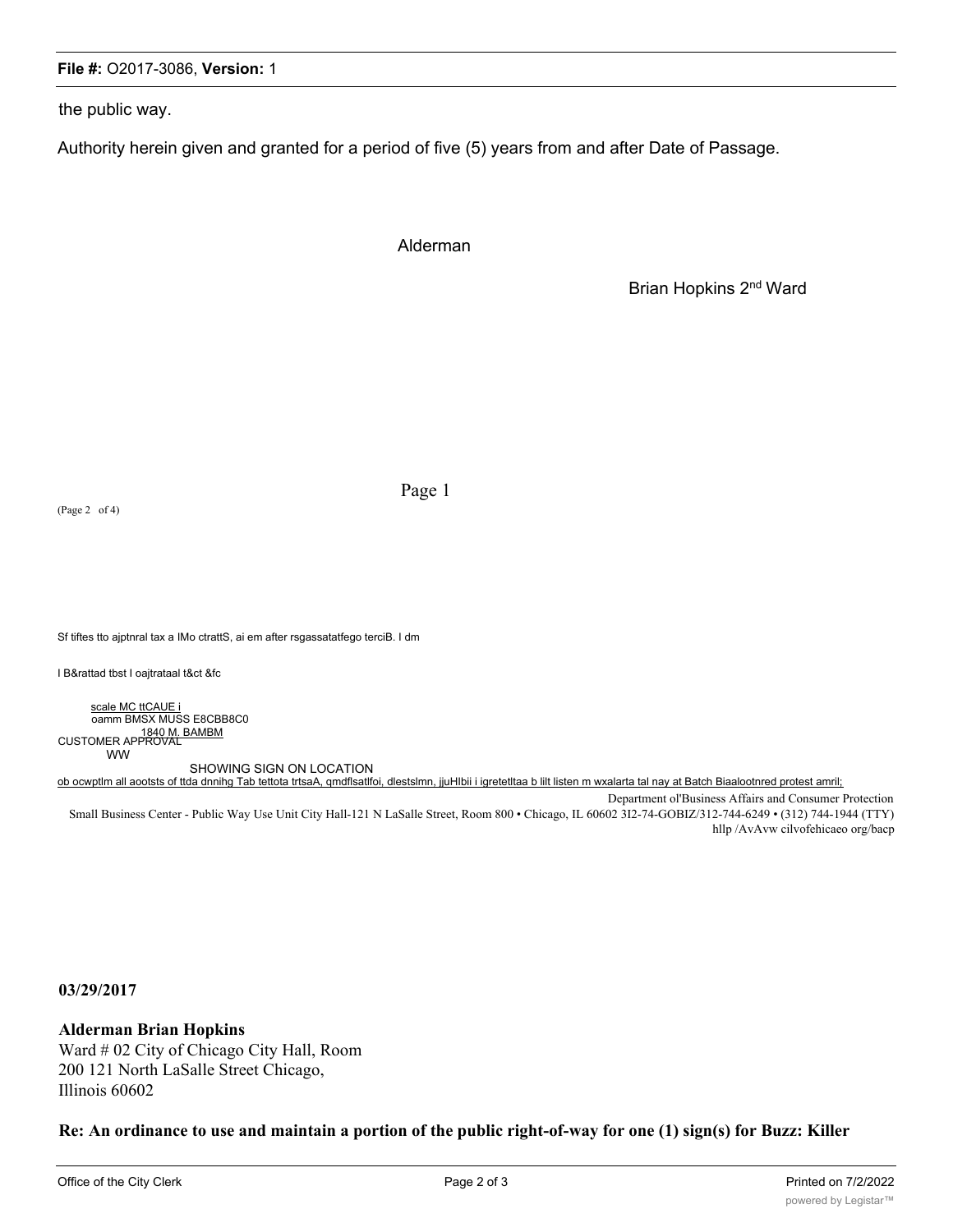the public way.

Authority herein given and granted for a period of five (5) years from and after Date of Passage.

Alderman

Brian Hopkins 2nd Ward

Page 1

(Page 2 of 4)

Sf tiftes tto ajptnral tax a lMo ctrattS, ai em after rsgassatatfego terciB. I dm

I B&rattad tbst I oajtrataal t&ct &fc

scale MC ttCAUE i

oamm BMSX MUSS E8CBB8C0

1840 M. BAMBM

CUSTOMER APPROVAL

WW

SHOWING SIGN ON LOCATION

ob ocwptlm all aootsts of ttda dnnihg Tab tettota trtsaA, qmdflsatlfoi, dlestslmn, jjuHlbii i igretetltaa b lilt listen m wxalarta tal nay at Batch Biaalootnred protest amril;

Department ol'Business Affairs and Consumer Protection

Small Business Center - Public Way Use Unit City Hall-121 N LaSalle Street, Room 800 • Chicago, IL 60602 3I2-74-GOBIZ/312-744-6249 • (312) 744-1944 (TTY) hllp /AvAvw cilvofehicaeo org/bacp

**03/29/2017**

**Alderman Brian Hopkins**
Ward # 02 City of Chicago City Hall, Room 200 121 North LaSalle Street Chicago, Illinois 60602

**Re: An ordinance to use and maintain a portion of the public right-of-way for one (1) sign(s) for Buzz: Killer**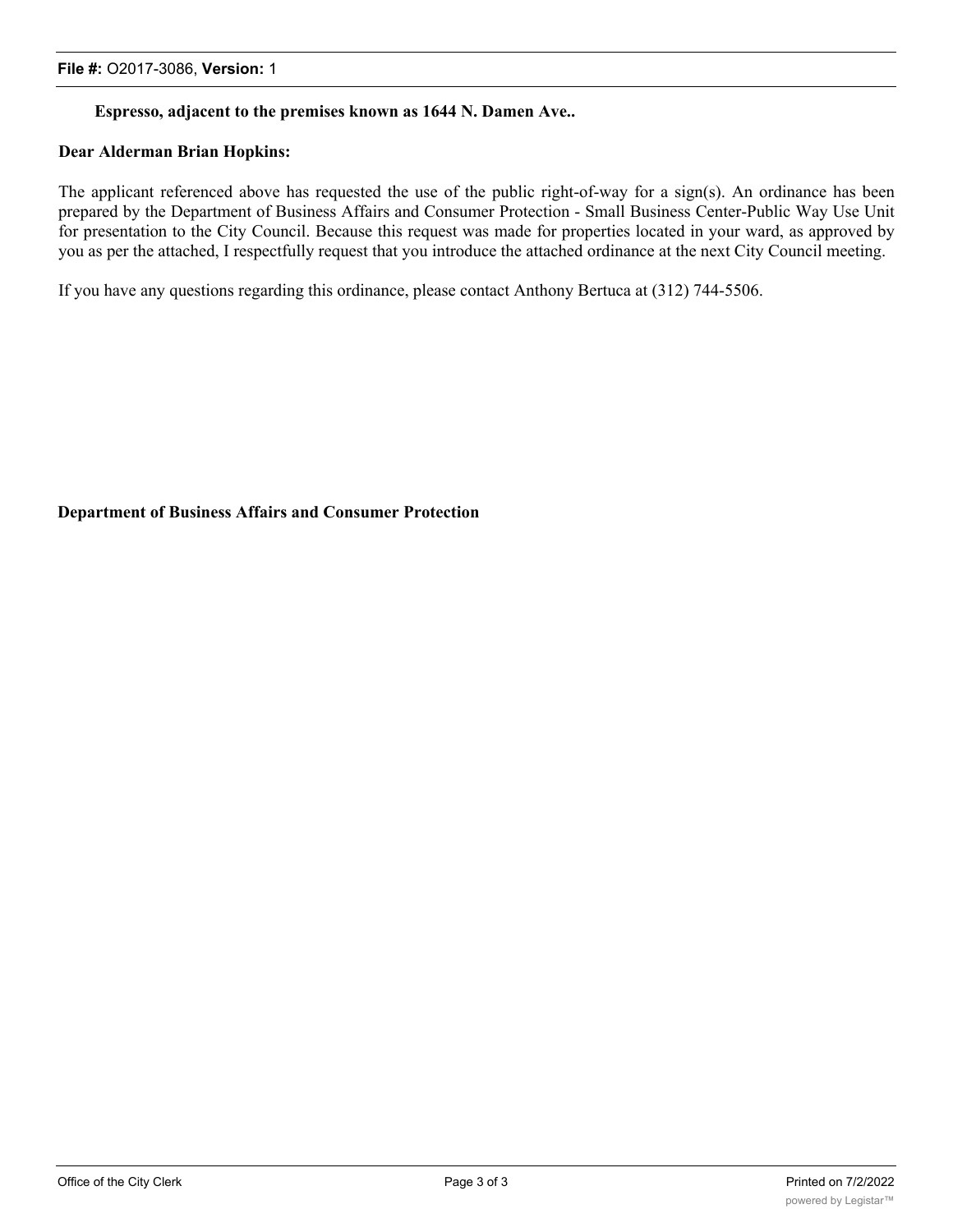**Espresso, adjacent to the premises known as 1644 N. Damen Ave..**

**Dear Alderman Brian Hopkins:**

The applicant referenced above has requested the use of the public right-of-way for a sign(s). An ordinance has been prepared by the Department of Business Affairs and Consumer Protection - Small Business Center-Public Way Use Unit for presentation to the City Council. Because this request was made for properties located in your ward, as approved by you as per the attached, I respectfully request that you introduce the attached ordinance at the next City Council meeting.

If you have any questions regarding this ordinance, please contact Anthony Bertuca at (312) 744-5506.

**Department of Business Affairs and Consumer Protection**